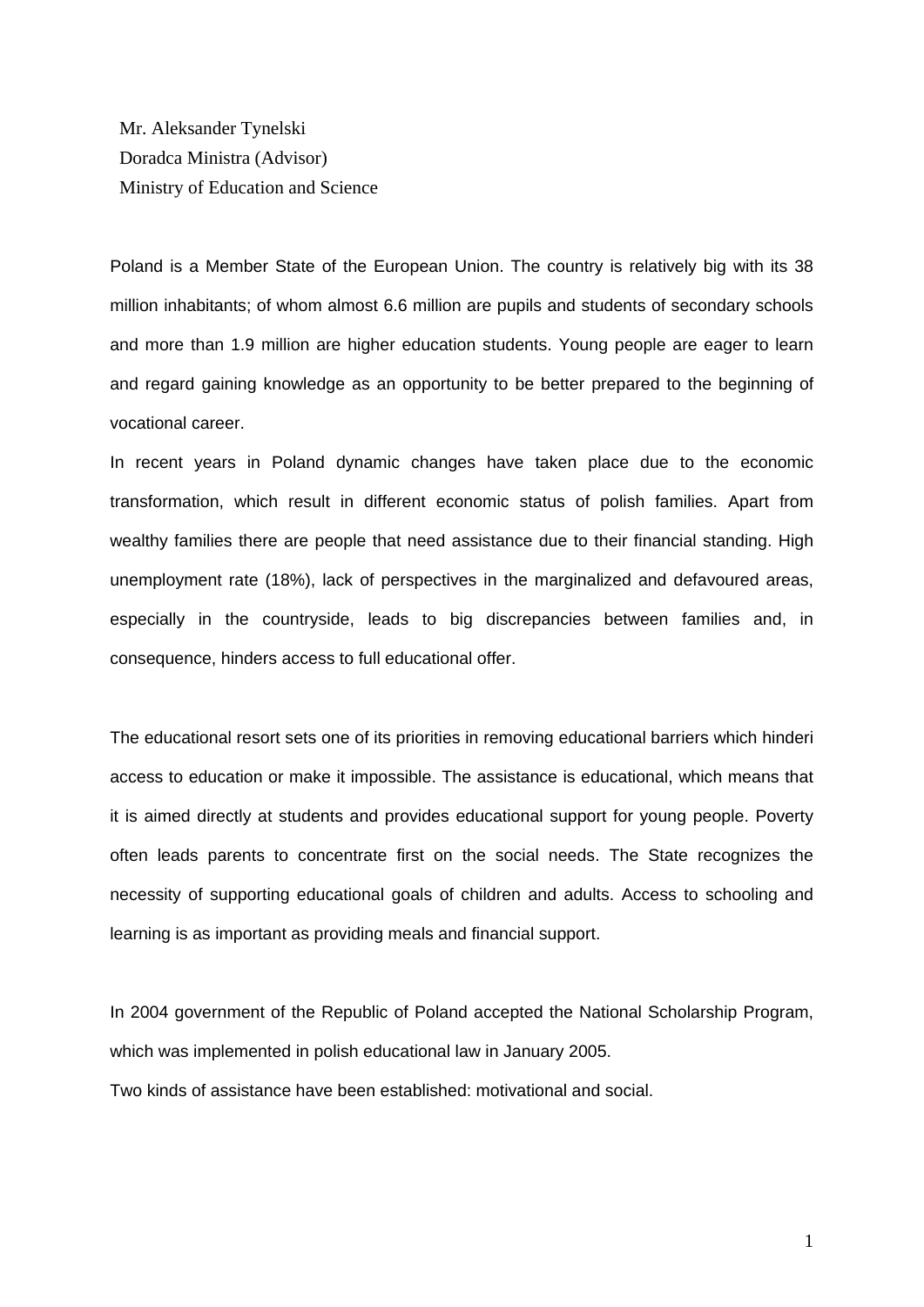Mr. Aleksander Tynelski
Doradca Ministra (Advisor)
Ministry of Education and Science

Poland is a Member State of the European Union. The country is relatively big with its 38 million inhabitants; of whom almost 6.6 million are pupils and students of secondary schools and more than 1.9 million are higher education students. Young people are eager to learn and regard gaining knowledge as an opportunity to be better prepared to the beginning of vocational career.

In recent years in Poland dynamic changes have taken place due to the economic transformation, which result in different economic status of polish families. Apart from wealthy families there are people that need assistance due to their financial standing. High unemployment rate (18%), lack of perspectives in the marginalized and defavoured areas, especially in the countryside, leads to big discrepancies between families and, in consequence, hinders access to full educational offer.

The educational resort sets one of its priorities in removing educational barriers which hinderi access to education or make it impossible. The assistance is educational, which means that it is aimed directly at students and provides educational support for young people. Poverty often leads parents to concentrate first on the social needs. The State recognizes the necessity of supporting educational goals of children and adults. Access to schooling and learning is as important as providing meals and financial support.

In 2004 government of the Republic of Poland accepted the National Scholarship Program, which was implemented in polish educational law in January 2005.

Two kinds of assistance have been established: motivational and social.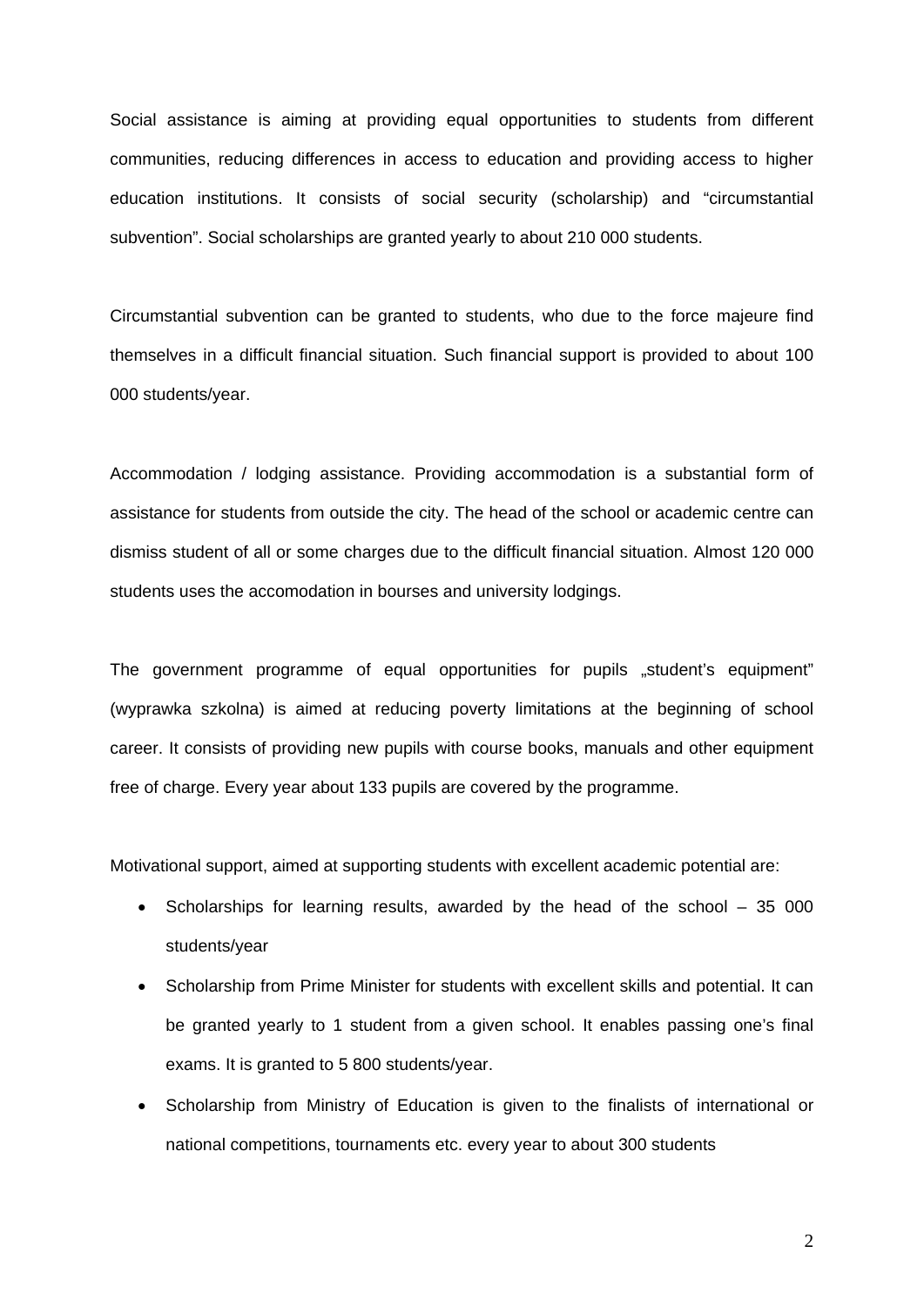Social assistance is aiming at providing equal opportunities to students from different communities, reducing differences in access to education and providing access to higher education institutions. It consists of social security (scholarship) and "circumstantial subvention". Social scholarships are granted yearly to about 210 000 students.

Circumstantial subvention can be granted to students, who due to the force majeure find themselves in a difficult financial situation. Such financial support is provided to about 100 000 students/year.

Accommodation / lodging assistance. Providing accommodation is a substantial form of assistance for students from outside the city. The head of the school or academic centre can dismiss student of all or some charges due to the difficult financial situation. Almost 120 000 students uses the accomodation in bourses and university lodgings.

The government programme of equal opportunities for pupils „student's equipment" (wyprawka szkolna) is aimed at reducing poverty limitations at the beginning of school career. It consists of providing new pupils with course books, manuals and other equipment free of charge. Every year about 133 pupils are covered by the programme.

Motivational support, aimed at supporting students with excellent academic potential are:

- Scholarships for learning results, awarded by the head of the school – 35 000 students/year
- Scholarship from Prime Minister for students with excellent skills and potential. It can be granted yearly to 1 student from a given school. It enables passing one's final exams. It is granted to 5 800 students/year.
- Scholarship from Ministry of Education is given to the finalists of international or national competitions, tournaments etc. every year to about 300 students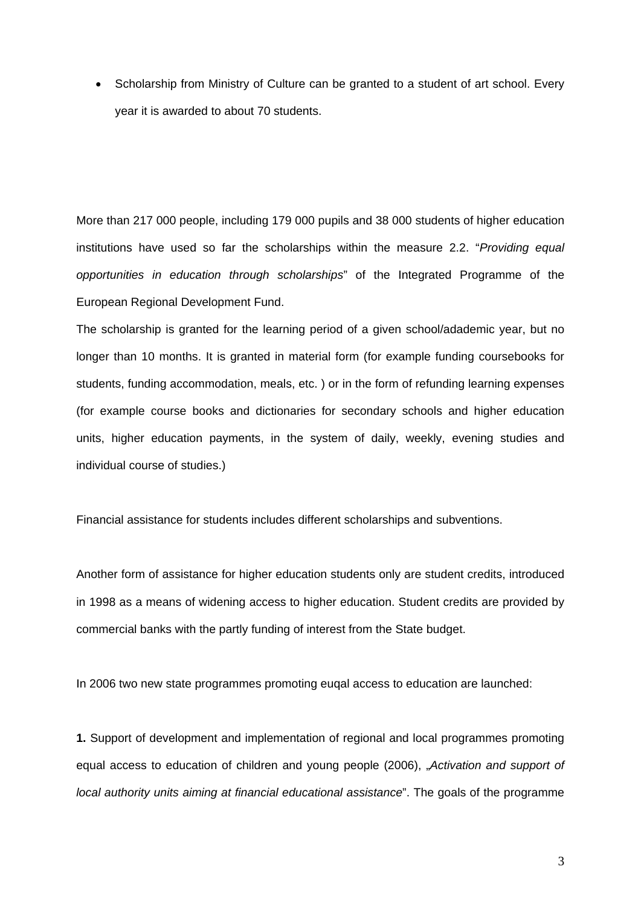- Scholarship from Ministry of Culture can be granted to a student of art school. Every year it is awarded to about 70 students.

More than 217 000 people, including 179 000 pupils and 38 000 students of higher education institutions have used so far the scholarships within the measure 2.2. "*Providing equal opportunities in education through scholarships*" of the Integrated Programme of the European Regional Development Fund.

The scholarship is granted for the learning period of a given school/adademic year, but no longer than 10 months. It is granted in material form (for example funding coursebooks for students, funding accommodation, meals, etc. ) or in the form of refunding learning expenses (for example course books and dictionaries for secondary schools and higher education units, higher education payments, in the system of daily, weekly, evening studies and individual course of studies.)

Financial assistance for students includes different scholarships and subventions.

Another form of assistance for higher education students only are student credits, introduced in 1998 as a means of widening access to higher education. Student credits are provided by commercial banks with the partly funding of interest from the State budget.

In 2006 two new state programmes promoting euqal access to education are launched:

**1.** Support of development and implementation of regional and local programmes promoting equal access to education of children and young people (2006), „*Activation and support of local authority units aiming at financial educational assistance*". The goals of the programme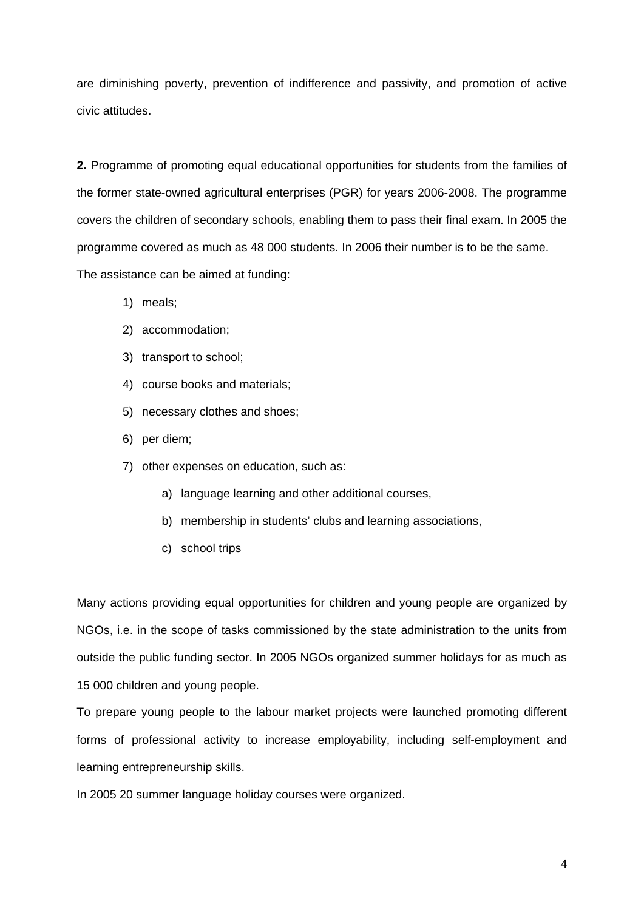are diminishing poverty, prevention of indifference and passivity, and promotion of active civic attitudes.

**2.** Programme of promoting equal educational opportunities for students from the families of the former state-owned agricultural enterprises (PGR) for years 2006-2008. The programme covers the children of secondary schools, enabling them to pass their final exam. In 2005 the programme covered as much as 48 000 students. In 2006 their number is to be the same.

The assistance can be aimed at funding:

1) meals;
2) accommodation;
3) transport to school;
4) course books and materials;
5) necessary clothes and shoes;
6) per diem;
7) other expenses on education, such as:
   a) language learning and other additional courses,
   b) membership in students' clubs and learning associations,
   c) school trips

Many actions providing equal opportunities for children and young people are organized by NGOs, i.e. in the scope of tasks commissioned by the state administration to the units from outside the public funding sector. In 2005 NGOs organized summer holidays for as much as 15 000 children and young people.

To prepare young people to the labour market projects were launched promoting different forms of professional activity to increase employability, including self-employment and learning entrepreneurship skills.

In 2005 20 summer language holiday courses were organized.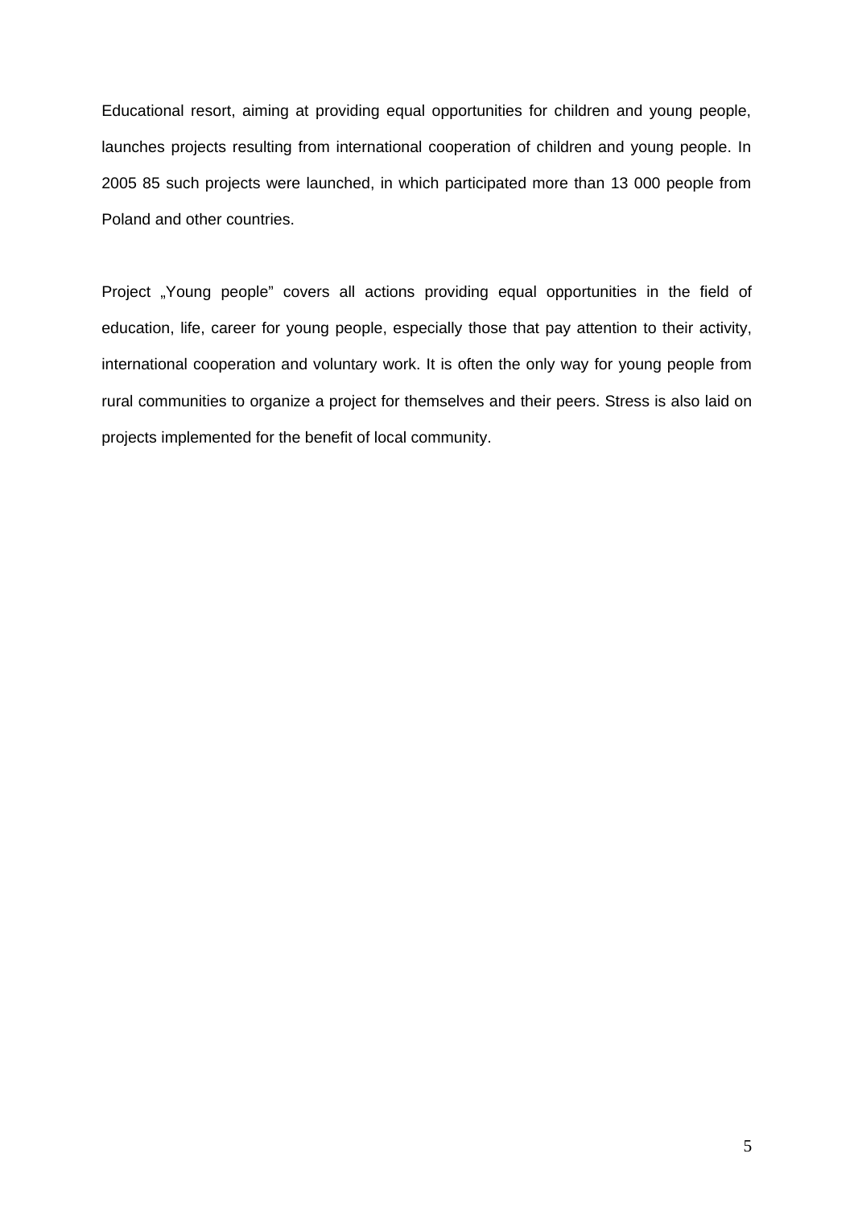Educational resort, aiming at providing equal opportunities for children and young people, launches projects resulting from international cooperation of children and young people. In 2005 85 such projects were launched, in which participated more than 13 000 people from Poland and other countries.

Project „Young people" covers all actions providing equal opportunities in the field of education, life, career for young people, especially those that pay attention to their activity, international cooperation and voluntary work. It is often the only way for young people from rural communities to organize a project for themselves and their peers. Stress is also laid on projects implemented for the benefit of local community.